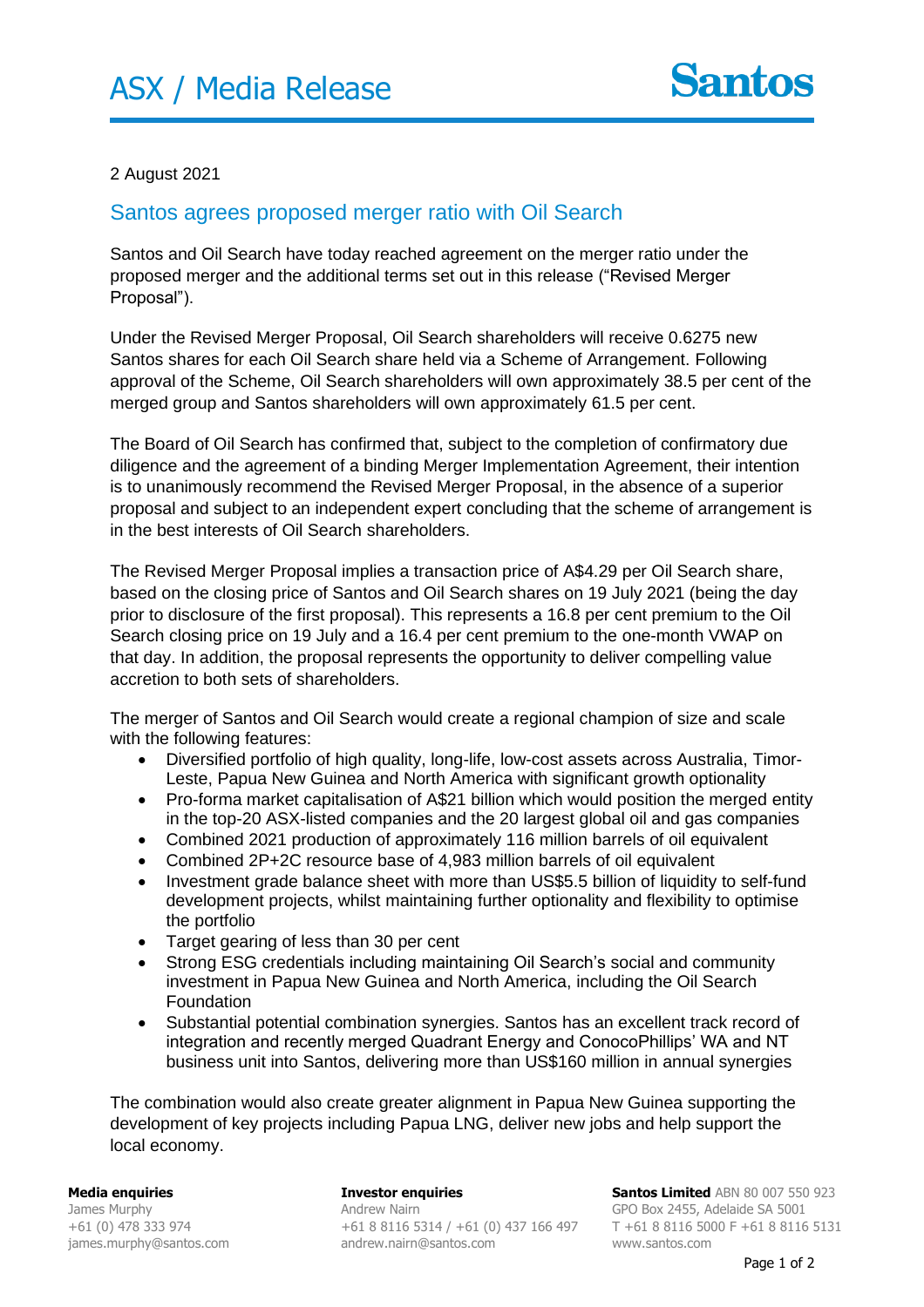# ASX / Media Release

2 August 2021

## Santos agrees proposed merger ratio with Oil Search

Santos and Oil Search have today reached agreement on the merger ratio under the proposed merger and the additional terms set out in this release ("Revised Merger Proposal").

Under the Revised Merger Proposal, Oil Search shareholders will receive 0.6275 new Santos shares for each Oil Search share held via a Scheme of Arrangement. Following approval of the Scheme, Oil Search shareholders will own approximately 38.5 per cent of the merged group and Santos shareholders will own approximately 61.5 per cent.

The Board of Oil Search has confirmed that, subject to the completion of confirmatory due diligence and the agreement of a binding Merger Implementation Agreement, their intention is to unanimously recommend the Revised Merger Proposal, in the absence of a superior proposal and subject to an independent expert concluding that the scheme of arrangement is in the best interests of Oil Search shareholders.

The Revised Merger Proposal implies a transaction price of A$4.29 per Oil Search share, based on the closing price of Santos and Oil Search shares on 19 July 2021 (being the day prior to disclosure of the first proposal). This represents a 16.8 per cent premium to the Oil Search closing price on 19 July and a 16.4 per cent premium to the one-month VWAP on that day. In addition, the proposal represents the opportunity to deliver compelling value accretion to both sets of shareholders.

The merger of Santos and Oil Search would create a regional champion of size and scale with the following features:

- Diversified portfolio of high quality, long-life, low-cost assets across Australia, Timor-Leste, Papua New Guinea and North America with significant growth optionality
- Pro-forma market capitalisation of A$21 billion which would position the merged entity in the top-20 ASX-listed companies and the 20 largest global oil and gas companies
- Combined 2021 production of approximately 116 million barrels of oil equivalent
- Combined 2P+2C resource base of 4,983 million barrels of oil equivalent
- Investment grade balance sheet with more than US$5.5 billion of liquidity to self-fund development projects, whilst maintaining further optionality and flexibility to optimise the portfolio
- Target gearing of less than 30 per cent
- Strong ESG credentials including maintaining Oil Search's social and community investment in Papua New Guinea and North America, including the Oil Search Foundation
- Substantial potential combination synergies. Santos has an excellent track record of integration and recently merged Quadrant Energy and ConocoPhillips' WA and NT business unit into Santos, delivering more than US$160 million in annual synergies

The combination would also create greater alignment in Papua New Guinea supporting the development of key projects including Papua LNG, deliver new jobs and help support the local economy.

**Media enquiries**
James Murphy
+61 (0) 478 333 974
james.murphy@santos.com

**Investor enquiries**
Andrew Nairn
+61 8 8116 5314 / +61 (0) 437 166 497
andrew.nairn@santos.com

**Santos Limited** ABN 80 007 550 923
GPO Box 2455, Adelaide SA 5001
T +61 8 8116 5000 F +61 8 8116 5131
www.santos.com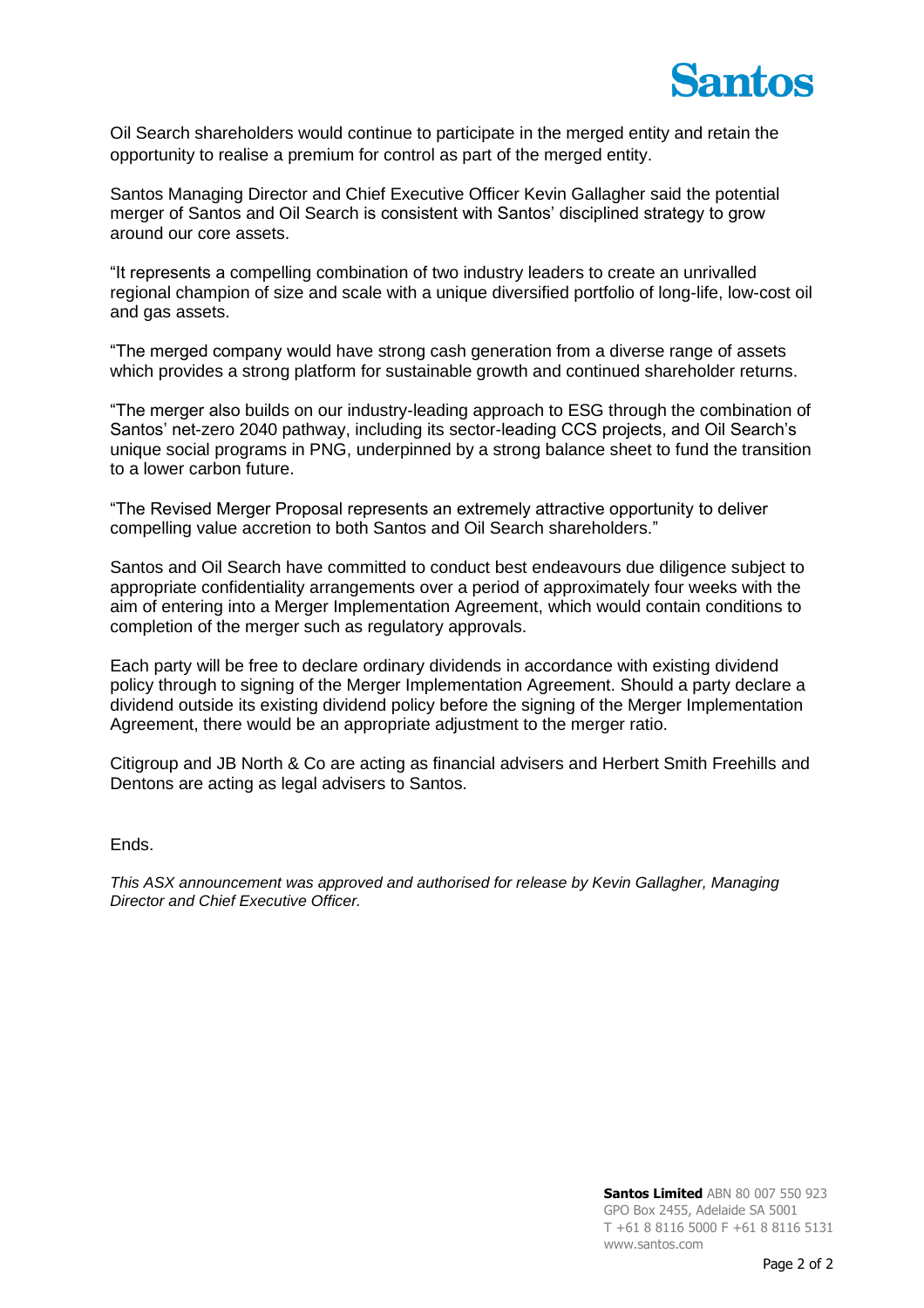Oil Search shareholders would continue to participate in the merged entity and retain the opportunity to realise a premium for control as part of the merged entity.

Santos Managing Director and Chief Executive Officer Kevin Gallagher said the potential merger of Santos and Oil Search is consistent with Santos' disciplined strategy to grow around our core assets.

"It represents a compelling combination of two industry leaders to create an unrivalled regional champion of size and scale with a unique diversified portfolio of long-life, low-cost oil and gas assets.

"The merged company would have strong cash generation from a diverse range of assets which provides a strong platform for sustainable growth and continued shareholder returns.

"The merger also builds on our industry-leading approach to ESG through the combination of Santos' net-zero 2040 pathway, including its sector-leading CCS projects, and Oil Search's unique social programs in PNG, underpinned by a strong balance sheet to fund the transition to a lower carbon future.

"The Revised Merger Proposal represents an extremely attractive opportunity to deliver compelling value accretion to both Santos and Oil Search shareholders."

Santos and Oil Search have committed to conduct best endeavours due diligence subject to appropriate confidentiality arrangements over a period of approximately four weeks with the aim of entering into a Merger Implementation Agreement, which would contain conditions to completion of the merger such as regulatory approvals.

Each party will be free to declare ordinary dividends in accordance with existing dividend policy through to signing of the Merger Implementation Agreement. Should a party declare a dividend outside its existing dividend policy before the signing of the Merger Implementation Agreement, there would be an appropriate adjustment to the merger ratio.

Citigroup and JB North & Co are acting as financial advisers and Herbert Smith Freehills and Dentons are acting as legal advisers to Santos.

Ends.

*This ASX announcement was approved and authorised for release by Kevin Gallagher, Managing Director and Chief Executive Officer.*

**Santos Limited** ABN 80 007 550 923
GPO Box 2455, Adelaide SA 5001
T +61 8 8116 5000 F +61 8 8116 5131
www.santos.com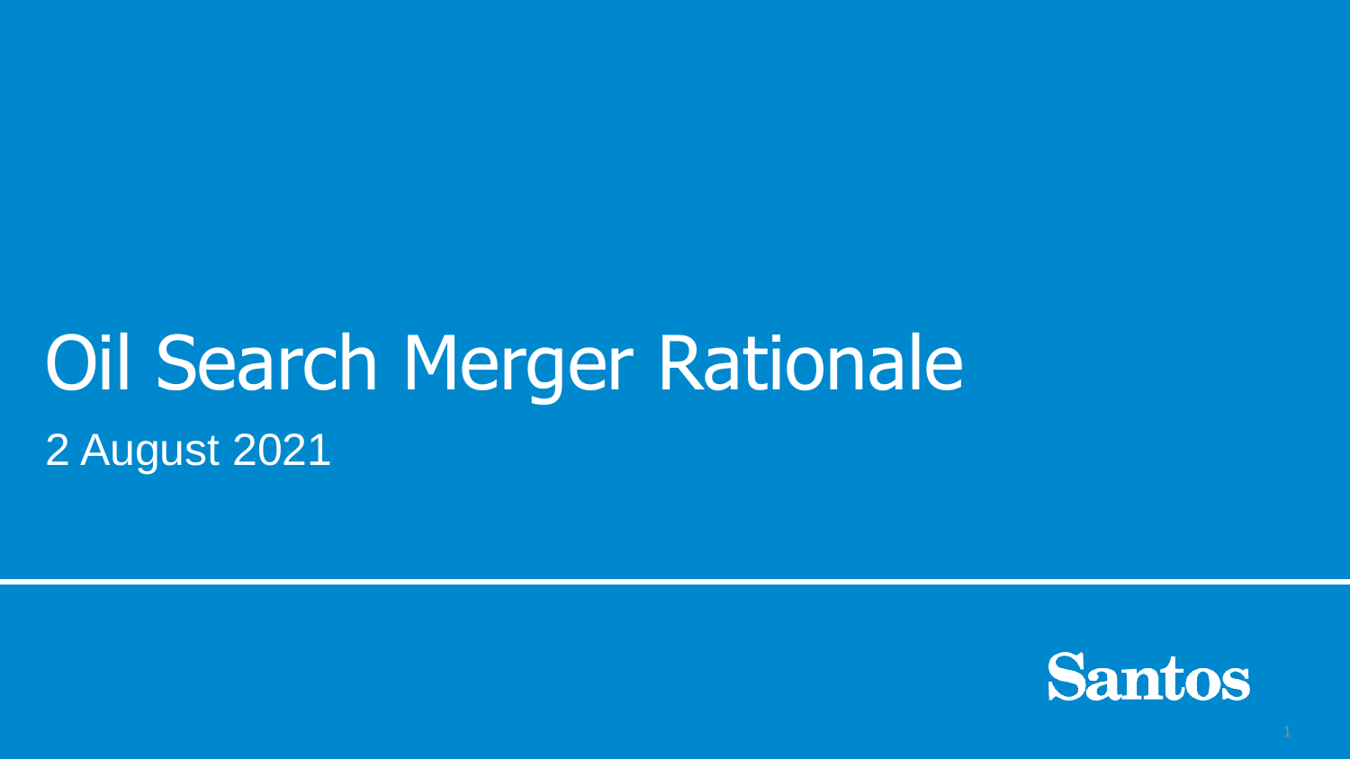# Oil Search Merger Rationale

2 August 2021

Santos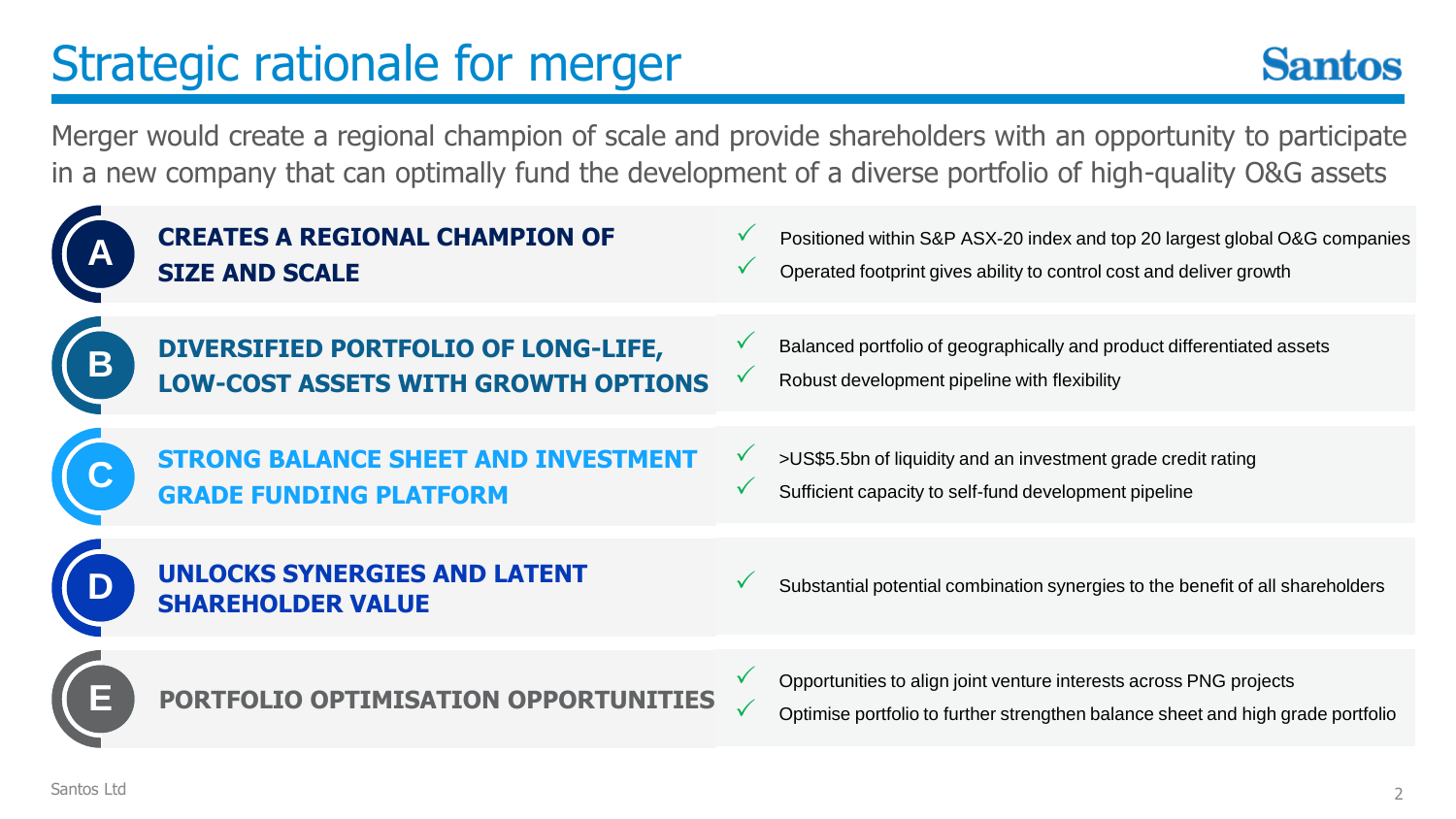# Strategic rationale for merger

Merger would create a regional champion of scale and provide shareholders with an opportunity to participate in a new company that can optimally fund the development of a diverse portfolio of high-quality O&G assets

**A — CREATES A REGIONAL CHAMPION OF SIZE AND SCALE**

- ✓ Positioned within S&P ASX-20 index and top 20 largest global O&G companies
- ✓ Operated footprint gives ability to control cost and deliver growth

**B — DIVERSIFIED PORTFOLIO OF LONG-LIFE, LOW-COST ASSETS WITH GROWTH OPTIONS**

- ✓ Balanced portfolio of geographically and product differentiated assets
- ✓ Robust development pipeline with flexibility

**C — STRONG BALANCE SHEET AND INVESTMENT GRADE FUNDING PLATFORM**

- ✓ >US$5.5bn of liquidity and an investment grade credit rating
- ✓ Sufficient capacity to self-fund development pipeline

**D — UNLOCKS SYNERGIES AND LATENT SHAREHOLDER VALUE**

- ✓ Substantial potential combination synergies to the benefit of all shareholders

**E — PORTFOLIO OPTIMISATION OPPORTUNITIES**

- ✓ Opportunities to align joint venture interests across PNG projects
- ✓ Optimise portfolio to further strengthen balance sheet and high grade portfolio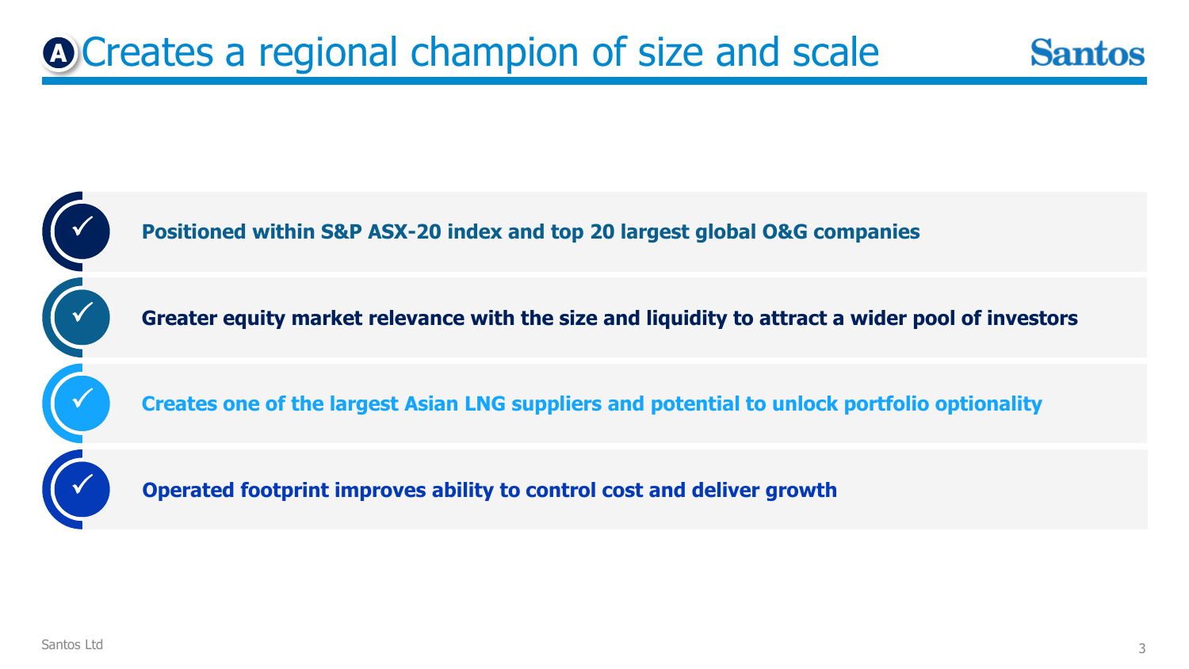# A Creates a regional champion of size and scale

- ✓ **Positioned within S&P ASX-20 index and top 20 largest global O&G companies**
- ✓ **Greater equity market relevance with the size and liquidity to attract a wider pool of investors**
- ✓ **Creates one of the largest Asian LNG suppliers and potential to unlock portfolio optionality**
- ✓ **Operated footprint improves ability to control cost and deliver growth**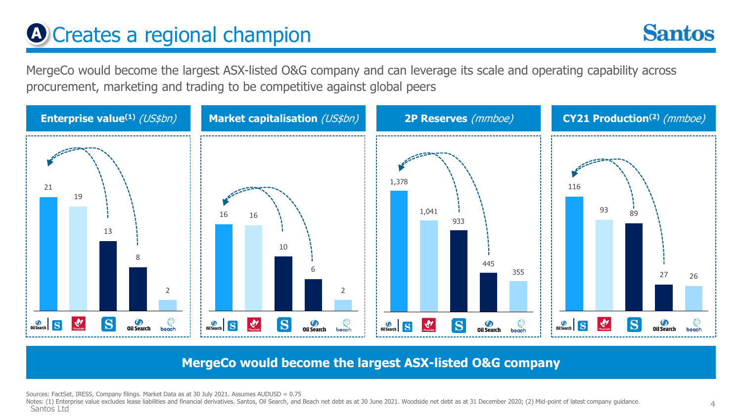# A Creates a regional champion

MergeCo would become the largest ASX-listed O&G company and can leverage its scale and operating capability across procurement, marketing and trading to be competitive against global peers

| | Enterprise value[(1)] *(US$bn)* | Market capitalisation *(US$bn)* | 2P Reserves *(mmboe)* | CY21 Production[(2)] *(mmboe)* |
|---|---|---|---|---|
| Oil Search + Santos (MergeCo) | 21 | 16 | 1,378 | 116 |
| Woodside | 19 | 16 | 1,041 | 93 |
| Santos | 13 | 10 | 933 | 89 |
| Oil Search | 8 | 6 | 445 | 27 |
| Beach | 2 | 2 | 355 | 26 |

**MergeCo would become the largest ASX-listed O&G company**

Sources: FactSet, IRESS, Company filings. Market Data as at 30 July 2021. Assumes AUDUSD = 0.75

Notes: (1) Enterprise value excludes lease liabilities and financial derivatives. Santos, Oil Search, and Beach net debt as at 30 June 2021. Woodside net debt as at 31 December 2020; (2) Mid-point of latest company guidance.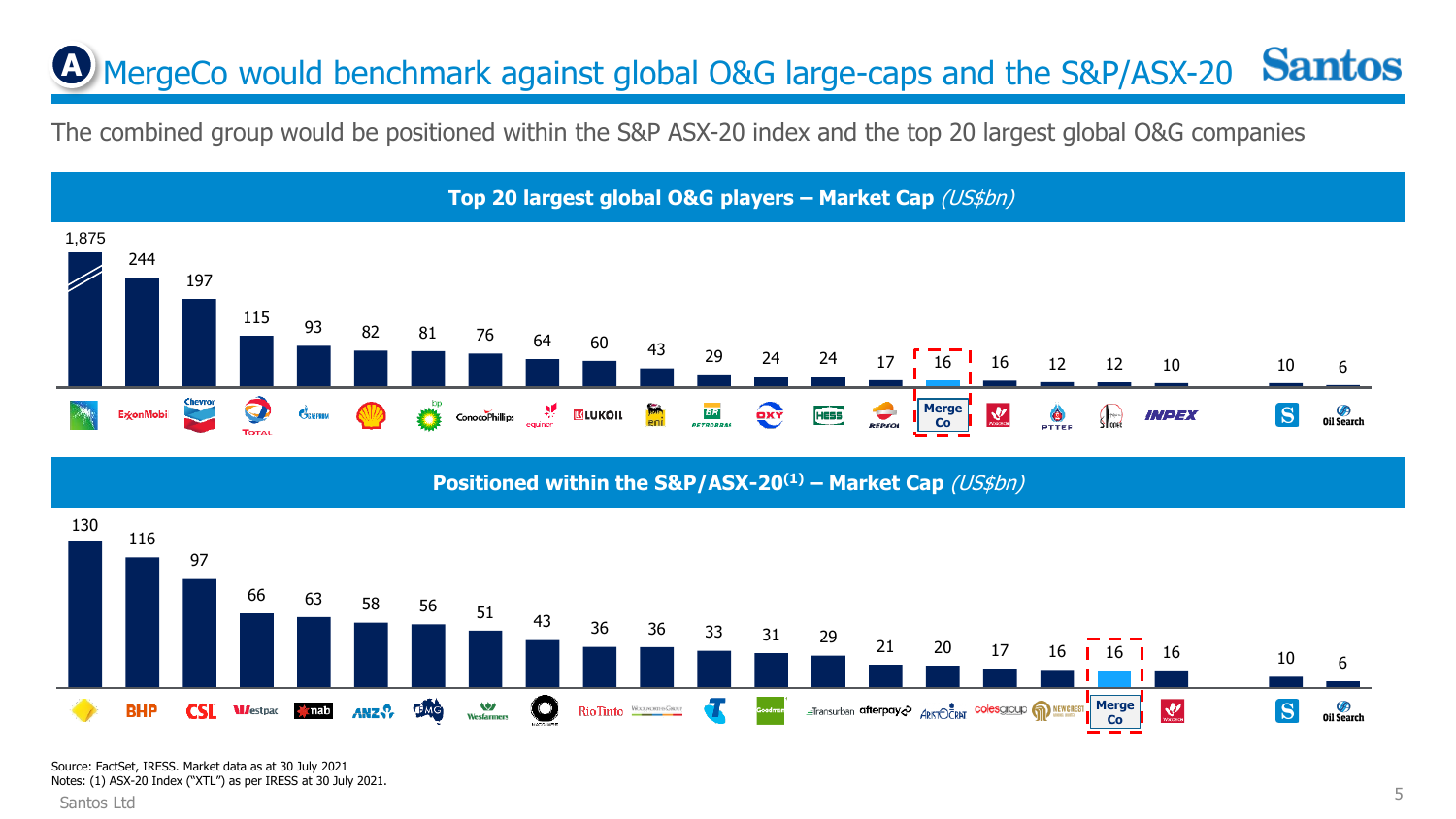# MergeCo would benchmark against global O&G large-caps and the S&P/ASX-20

The combined group would be positioned within the S&P ASX-20 index and the top 20 largest global O&G companies

## Top 20 largest global O&G players – Market Cap *(US$bn)*

| Company | Market Cap (US$bn) |
|---|---|
| Saudi Aramco | 1,875 |
| ExxonMobil | 244 |
| Chevron | 197 |
| Total | 115 |
| Gazprom | 93 |
| Shell | 82 |
| bp | 81 |
| ConocoPhillips | 76 |
| equinor | 64 |
| LUKOIL | 60 |
| eni | 43 |
| Petrobras | 29 |
| OXY | 24 |
| HESS | 24 |
| Repsol | 17 |
| Merge Co | 16 |
| Woodside | 16 |
| PTTEP | 12 |
| Sinopec | 12 |
| INPEX | 10 |
| Santos | 10 |
| Oil Search | 6 |

## Positioned within the S&P/ASX-20[(1)] – Market Cap *(US$bn)*

| Company | Market Cap (US$bn) |
|---|---|
| Commonwealth Bank | 130 |
| BHP | 116 |
| CSL | 97 |
| Westpac | 66 |
| nab | 63 |
| ANZ | 58 |
| FMG | 56 |
| Wesfarmers | 51 |
| Macquarie | 43 |
| Rio Tinto | 36 |
| Woolworths Group | 36 |
| Telstra | 33 |
| Goodman | 31 |
| Transurban | 29 |
| afterpay | 21 |
| Aristocrat | 20 |
| coles group | 17 |
| Newcrest | 16 |
| Merge Co | 16 |
| Woodside | 16 |
| Santos | 10 |
| Oil Search | 6 |

Source: FactSet, IRESS. Market data as at 30 July 2021

Notes: (1) ASX-20 Index ("XTL") as per IRESS at 30 July 2021.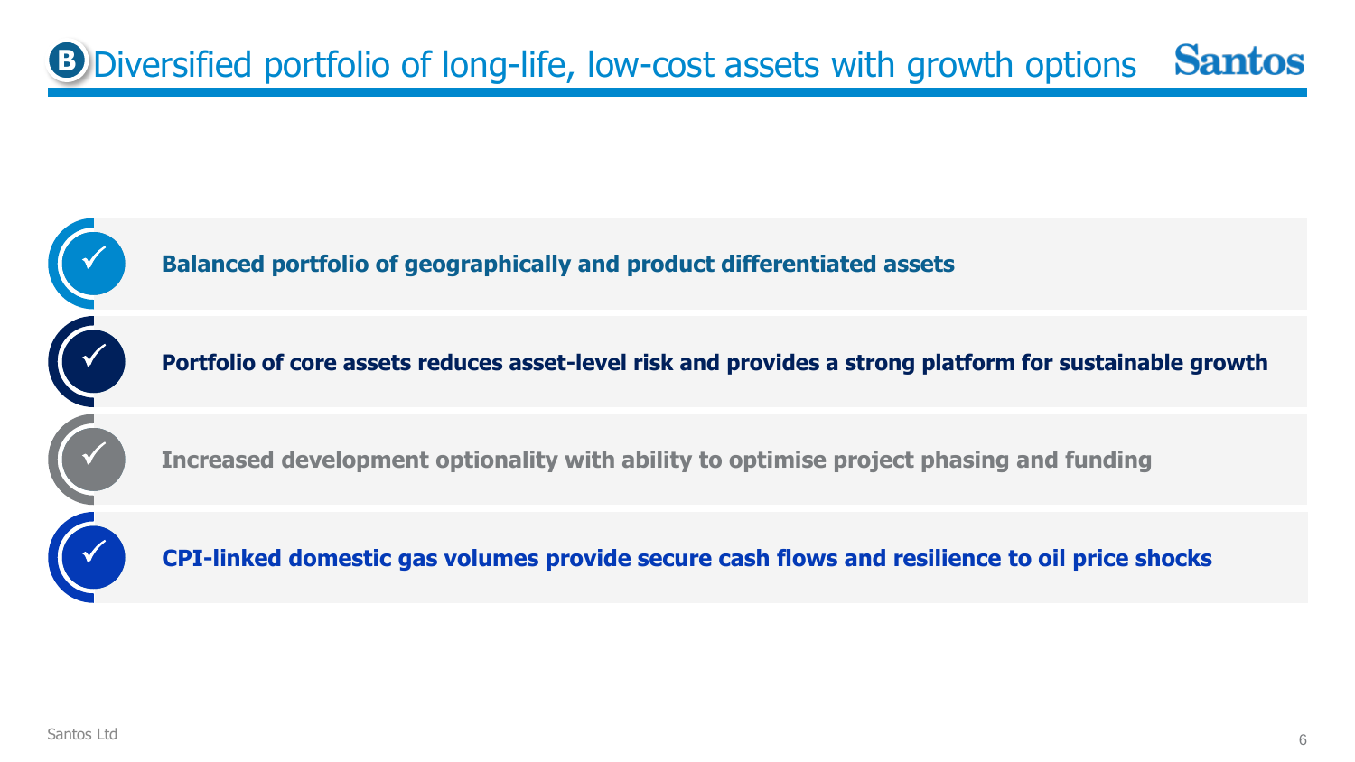# B Diversified portfolio of long-life, low-cost assets with growth options

- ✓ **Balanced portfolio of geographically and product differentiated assets**
- ✓ **Portfolio of core assets reduces asset-level risk and provides a strong platform for sustainable growth**
- ✓ **Increased development optionality with ability to optimise project phasing and funding**
- ✓ **CPI-linked domestic gas volumes provide secure cash flows and resilience to oil price shocks**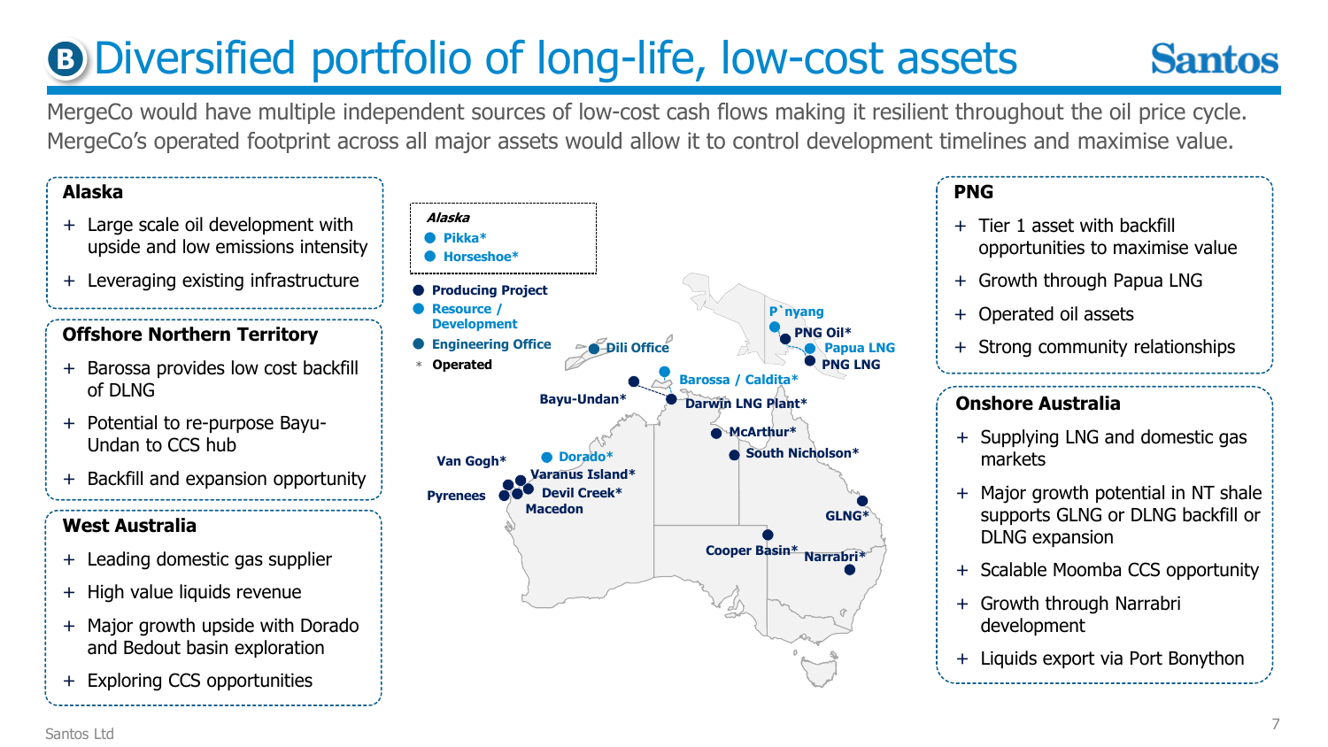# B Diversified portfolio of long-life, low-cost assets

MergeCo would have multiple independent sources of low-cost cash flows making it resilient throughout the oil price cycle. MergeCo's operated footprint across all major assets would allow it to control development timelines and maximise value.

## Alaska

- Large scale oil development with upside and low emissions intensity
- Leveraging existing infrastructure

## Offshore Northern Territory

- Barossa provides low cost backfill of DLNG
- Potential to re-purpose Bayu-Undan to CCS hub
- Backfill and expansion opportunity

## West Australia

- Leading domestic gas supplier
- High value liquids revenue
- Major growth upside with Dorado and Bedout basin exploration
- Exploring CCS opportunities

*Alaska*
- Pikka*
- Horseshoe*

Legend:
- Producing Project
- Resource / Development
- Engineering Office
- \* Operated

Map labels: P'nyang, PNG Oil*, Papua LNG, PNG LNG, Dili Office, Barossa / Caldita*, Bayu-Undan*, Darwin LNG Plant*, McArthur*, South Nicholson*, Van Gogh*, Dorado*, Varanus Island*, Devil Creek*, Pyrenees, Macedon, GLNG*, Cooper Basin*, Narrabri*

## PNG

- Tier 1 asset with backfill opportunities to maximise value
- Growth through Papua LNG
- Operated oil assets
- Strong community relationships

## Onshore Australia

- Supplying LNG and domestic gas markets
- Major growth potential in NT shale supports GLNG or DLNG backfill or DLNG expansion
- Scalable Moomba CCS opportunity
- Growth through Narrabri development
- Liquids export via Port Bonython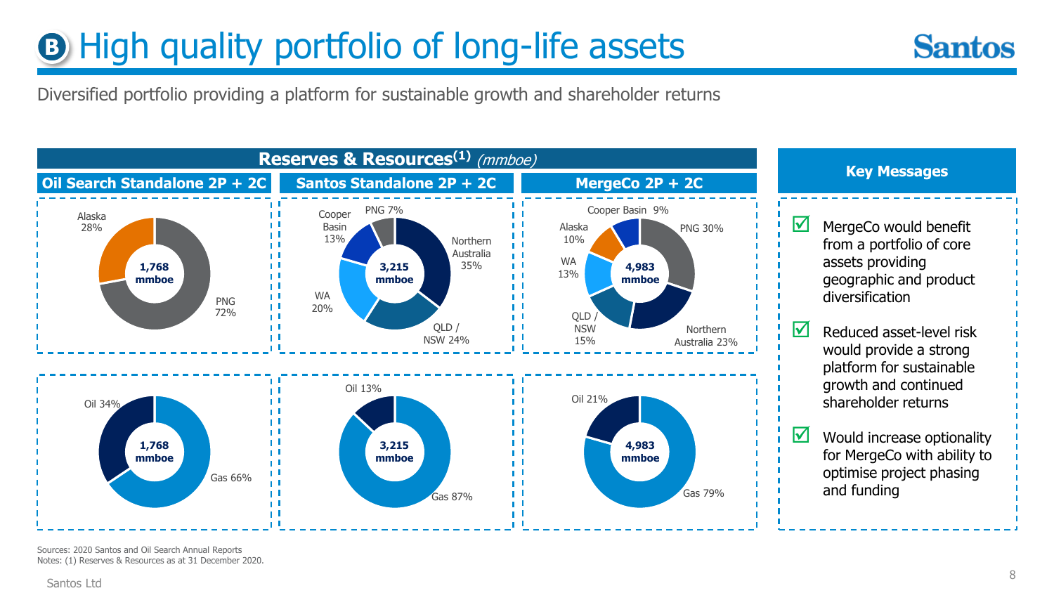# High quality portfolio of long-life assets

Diversified portfolio providing a platform for sustainable growth and shareholder returns

## Reserves & Resources[1] *(mmboe)*

### Oil Search Standalone 2P + 2C

**1,768 mmboe**

- Alaska 28%
- PNG 72%

**1,768 mmboe**

- Oil 34%
- Gas 66%

### Santos Standalone 2P + 2C

**3,215 mmboe**

- PNG 7%
- Cooper Basin 13%
- Northern Australia 35%
- WA 20%
- QLD / NSW 24%

**3,215 mmboe**

- Oil 13%
- Gas 87%

### MergeCo 2P + 2C

**4,983 mmboe**

- Cooper Basin 9%
- Alaska 10%
- PNG 30%
- WA 13%
- QLD / NSW 15%
- Northern Australia 23%

**4,983 mmboe**

- Oil 21%
- Gas 79%

## Key Messages

- ☑ MergeCo would benefit from a portfolio of core assets providing geographic and product diversification
- ☑ Reduced asset-level risk would provide a strong platform for sustainable growth and continued shareholder returns
- ☑ Would increase optionality for MergeCo with ability to optimise project phasing and funding

Sources: 2020 Santos and Oil Search Annual Reports
Notes: (1) Reserves & Resources as at 31 December 2020.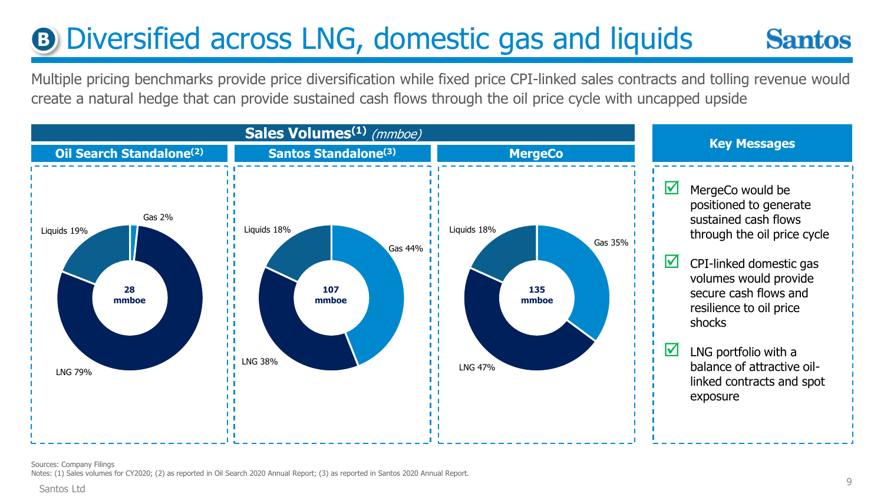# B Diversified across LNG, domestic gas and liquids

Multiple pricing benchmarks provide price diversification while fixed price CPI-linked sales contracts and tolling revenue would create a natural hedge that can provide sustained cash flows through the oil price cycle with uncapped upside

## Sales Volumes[1] *(mmboe)*

| | Oil Search Standalone[2] | Santos Standalone[3] | MergeCo |
|---|---|---|---|
| Total | 28 mmboe | 107 mmboe | 135 mmboe |
| LNG | 79% | 38% | 47% |
| Gas | 2% | 44% | 35% |
| Liquids | 19% | 18% | 18% |

## Key Messages

- ☑ MergeCo would be positioned to generate sustained cash flows through the oil price cycle
- ☑ CPI-linked domestic gas volumes would provide secure cash flows and resilience to oil price shocks
- ☑ LNG portfolio with a balance of attractive oil-linked contracts and spot exposure

Sources: Company Filings

Notes: (1) Sales volumes for CY2020; (2) as reported in Oil Search 2020 Annual Report; (3) as reported in Santos 2020 Annual Report.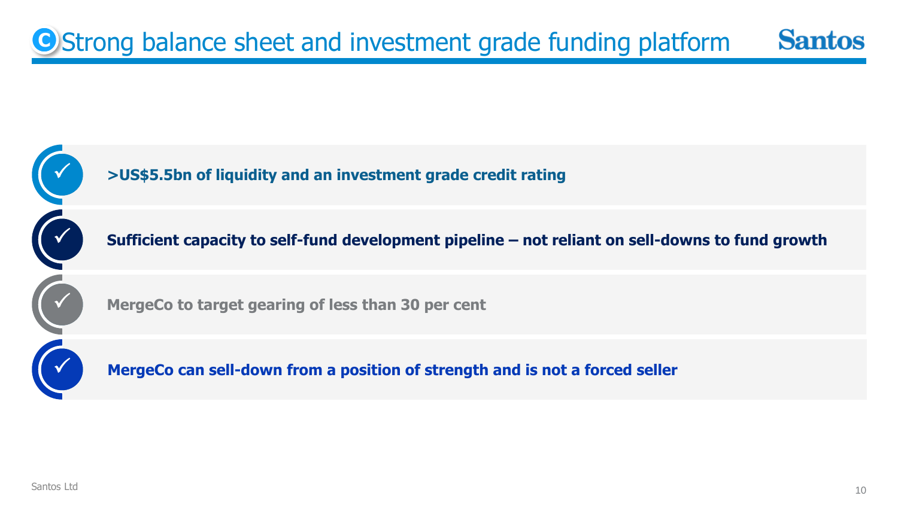# C Strong balance sheet and investment grade funding platform

- ✓ **>US$5.5bn of liquidity and an investment grade credit rating**
- ✓ **Sufficient capacity to self-fund development pipeline – not reliant on sell-downs to fund growth**
- ✓ **MergeCo to target gearing of less than 30 per cent**
- ✓ **MergeCo can sell-down from a position of strength and is not a forced seller**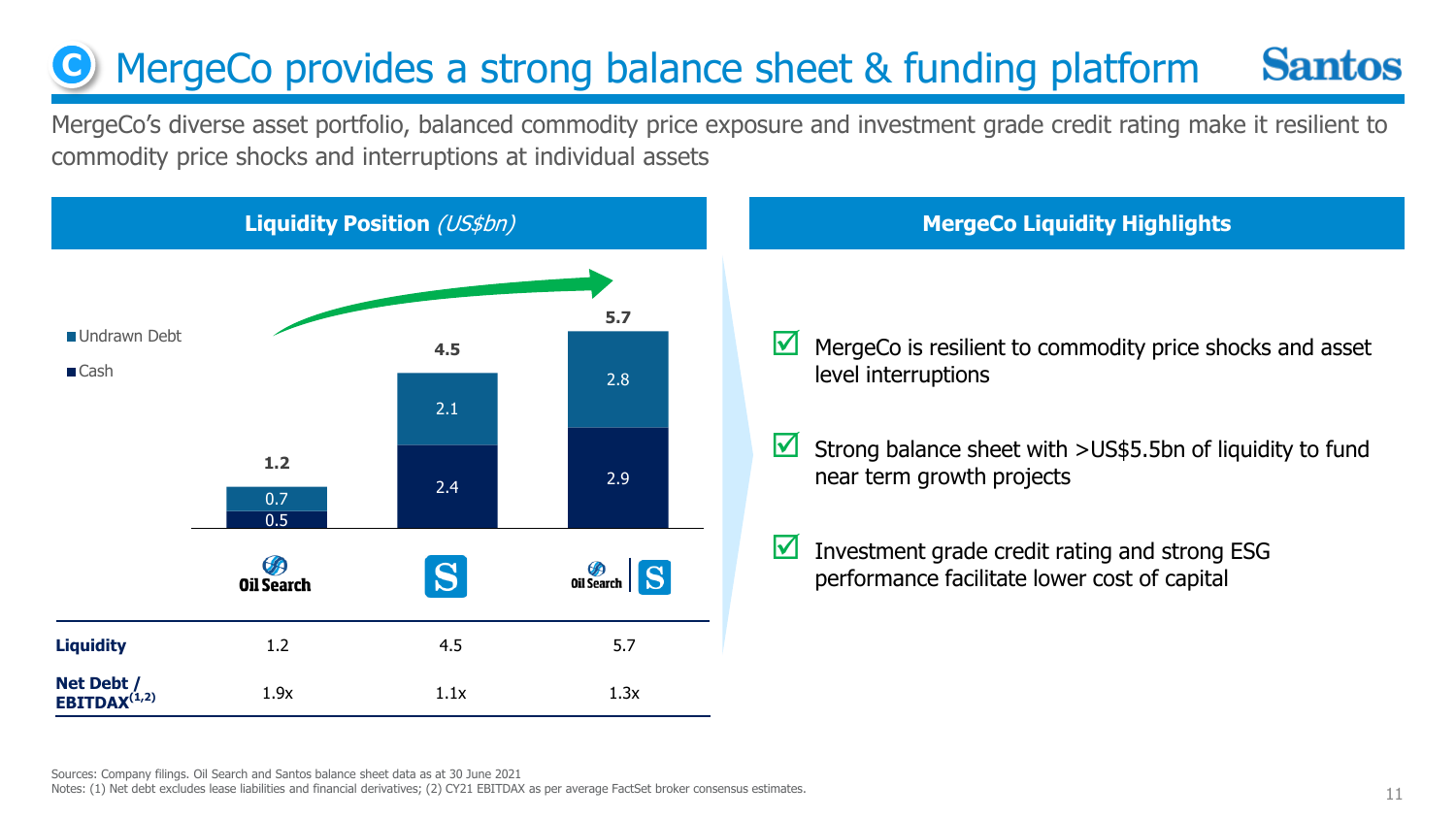# MergeCo provides a strong balance sheet & funding platform

MergeCo's diverse asset portfolio, balanced commodity price exposure and investment grade credit rating make it resilient to commodity price shocks and interruptions at individual assets

## Liquidity Position *(US$bn)*

| | Oil Search | Santos | Oil Search / Santos (MergeCo) |
|---|---|---|---|
| Undrawn Debt | 0.7 | 2.1 | 2.8 |
| Cash | 0.5 | 2.4 | 2.9 |
| Total | 1.2 | 4.5 | 5.7 |

| | Oil Search | Santos | Oil Search / Santos (MergeCo) |
|---|---|---|---|
| **Liquidity** | 1.2 | 4.5 | 5.7 |
| **Net Debt / EBITDAX[1,2]** | 1.9x | 1.1x | 1.3x |

## MergeCo Liquidity Highlights

- ☑ MergeCo is resilient to commodity price shocks and asset level interruptions
- ☑ Strong balance sheet with >US$5.5bn of liquidity to fund near term growth projects
- ☑ Investment grade credit rating and strong ESG performance facilitate lower cost of capital

Sources: Company filings. Oil Search and Santos balance sheet data as at 30 June 2021
Notes: (1) Net debt excludes lease liabilities and financial derivatives; (2) CY21 EBITDAX as per average FactSet broker consensus estimates.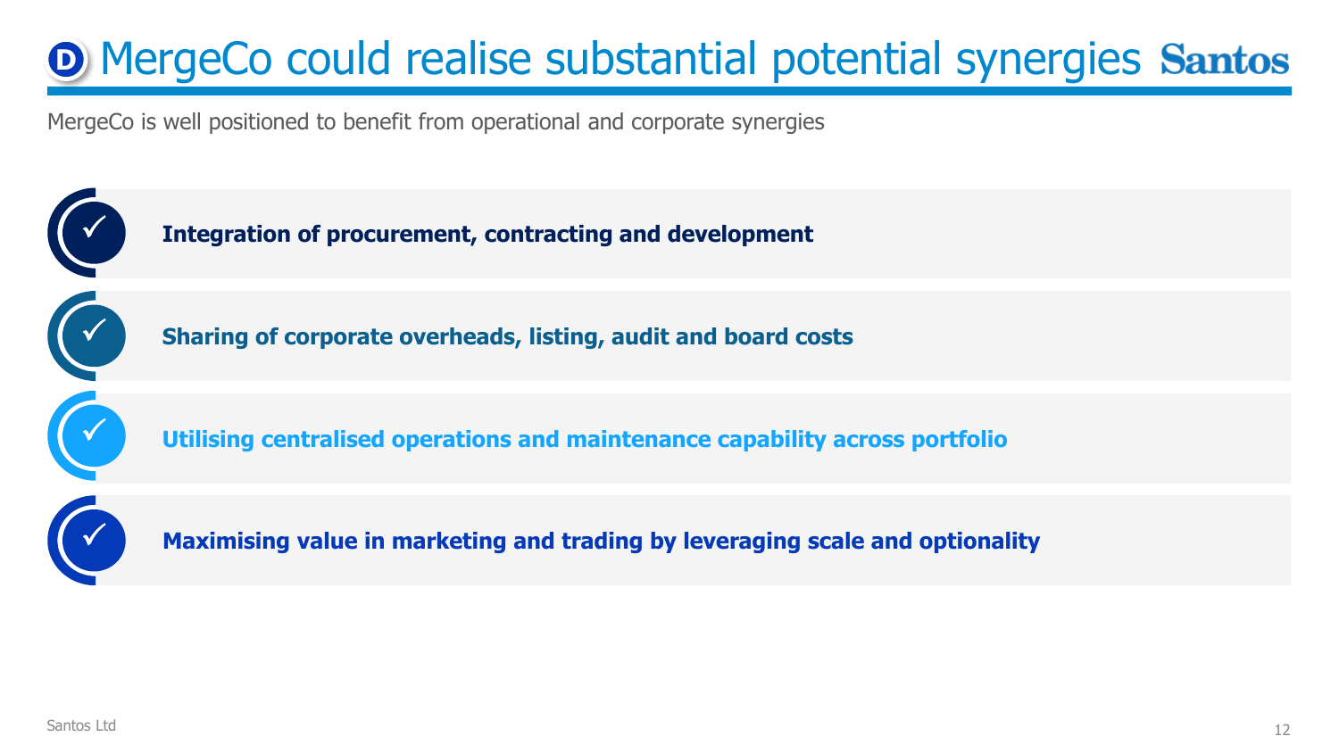# D MergeCo could realise substantial potential synergies

MergeCo is well positioned to benefit from operational and corporate synergies

- ✓ **Integration of procurement, contracting and development**
- ✓ **Sharing of corporate overheads, listing, audit and board costs**
- ✓ **Utilising centralised operations and maintenance capability across portfolio**
- ✓ **Maximising value in marketing and trading by leveraging scale and optionality**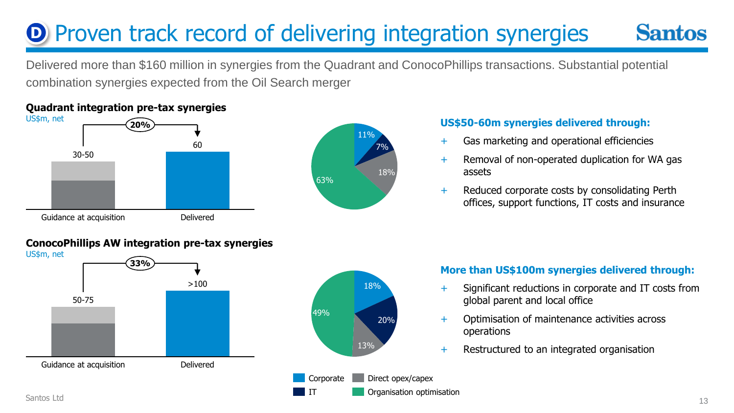# D Proven track record of delivering integration synergies

Delivered more than $160 million in synergies from the Quadrant and ConocoPhillips transactions. Substantial potential combination synergies expected from the Oil Search merger

### Quadrant integration pre-tax synergies

US$m, net

| | Guidance at acquisition | Delivered |
|---|---|---|
| US$m | 30-50 | 60 |

20%

| Category | Share |
|---|---|
| Corporate | 11% |
| IT | 7% |
| Direct opex/capex | 18% |
| Organisation optimisation | 63% |

**US$50-60m synergies delivered through:**

- Gas marketing and operational efficiencies
- Removal of non-operated duplication for WA gas assets
- Reduced corporate costs by consolidating Perth offices, support functions, IT costs and insurance

### ConocoPhillips AW integration pre-tax synergies

US$m, net

| | Guidance at acquisition | Delivered |
|---|---|---|
| US$m | 50-75 | >100 |

33%

| Category | Share |
|---|---|
| Corporate | 18% |
| IT | 20% |
| Direct opex/capex | 13% |
| Organisation optimisation | 49% |

**More than US$100m synergies delivered through:**

- Significant reductions in corporate and IT costs from global parent and local office
- Optimisation of maintenance activities across operations
- Restructured to an integrated organisation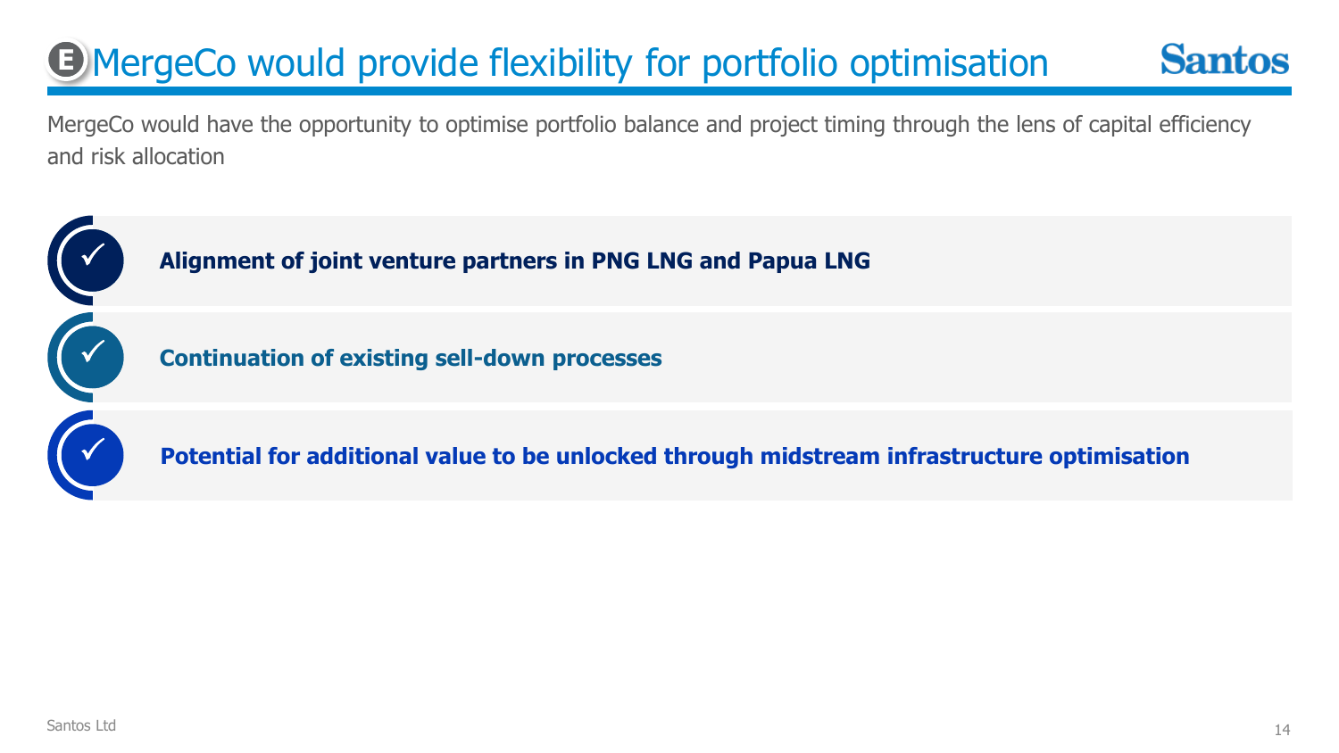# E MergeCo would provide flexibility for portfolio optimisation

MergeCo would have the opportunity to optimise portfolio balance and project timing through the lens of capital efficiency and risk allocation

- ✓ **Alignment of joint venture partners in PNG LNG and Papua LNG**
- ✓ **Continuation of existing sell-down processes**
- ✓ **Potential for additional value to be unlocked through midstream infrastructure optimisation**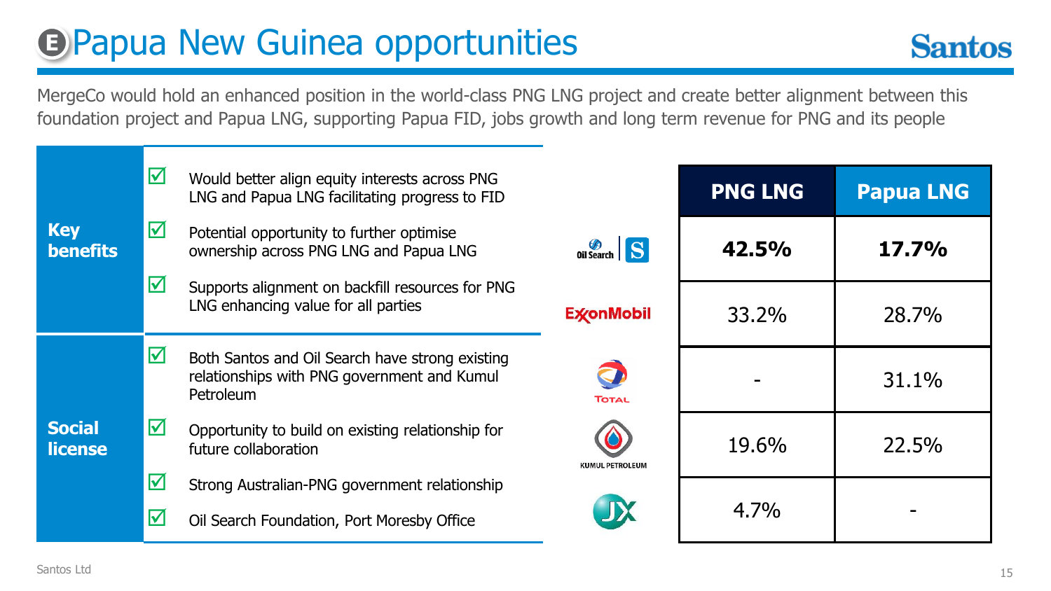# E Papua New Guinea opportunities

MergeCo would hold an enhanced position in the world-class PNG LNG project and create better alignment between this foundation project and Papua LNG, supporting Papua FID, jobs growth and long term revenue for PNG and its people

**Key benefits**

- ☑ Would better align equity interests across PNG LNG and Papua LNG facilitating progress to FID
- ☑ Potential opportunity to further optimise ownership across PNG LNG and Papua LNG
- ☑ Supports alignment on backfill resources for PNG LNG enhancing value for all parties

**Social license**

- ☑ Both Santos and Oil Search have strong existing relationships with PNG government and Kumul Petroleum
- ☑ Opportunity to build on existing relationship for future collaboration
- ☑ Strong Australian-PNG government relationship
- ☑ Oil Search Foundation, Port Moresby Office

| | PNG LNG | Papua LNG |
|---|---|---|
| Oil Search / Santos | **42.5%** | **17.7%** |
| ExxonMobil | 33.2% | 28.7% |
| Total | - | 31.1% |
| Kumul Petroleum | 19.6% | 22.5% |
| JX | 4.7% | - |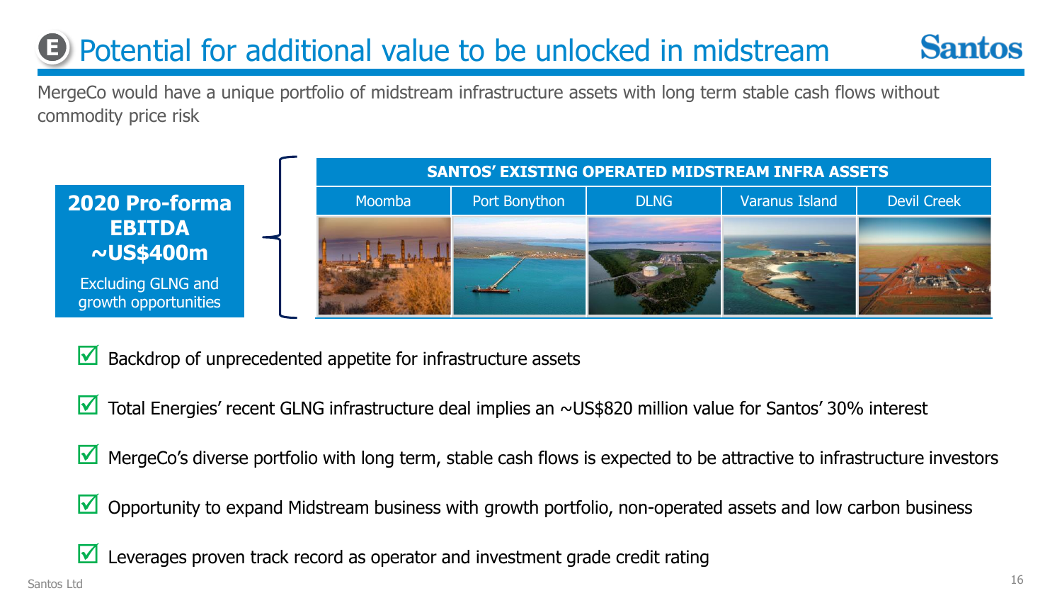# E Potential for additional value to be unlocked in midstream

MergeCo would have a unique portfolio of midstream infrastructure assets with long term stable cash flows without commodity price risk

**2020 Pro-forma EBITDA ~US$400m**

Excluding GLNG and growth opportunities

| SANTOS' EXISTING OPERATED MIDSTREAM INFRA ASSETS | | | | |
|---|---|---|---|---|
| Moomba | Port Bonython | DLNG | Varanus Island | Devil Creek |

- ☑ Backdrop of unprecedented appetite for infrastructure assets
- ☑ Total Energies' recent GLNG infrastructure deal implies an ~US$820 million value for Santos' 30% interest
- ☑ MergeCo's diverse portfolio with long term, stable cash flows is expected to be attractive to infrastructure investors
- ☑ Opportunity to expand Midstream business with growth portfolio, non-operated assets and low carbon business
- ☑ Leverages proven track record as operator and investment grade credit rating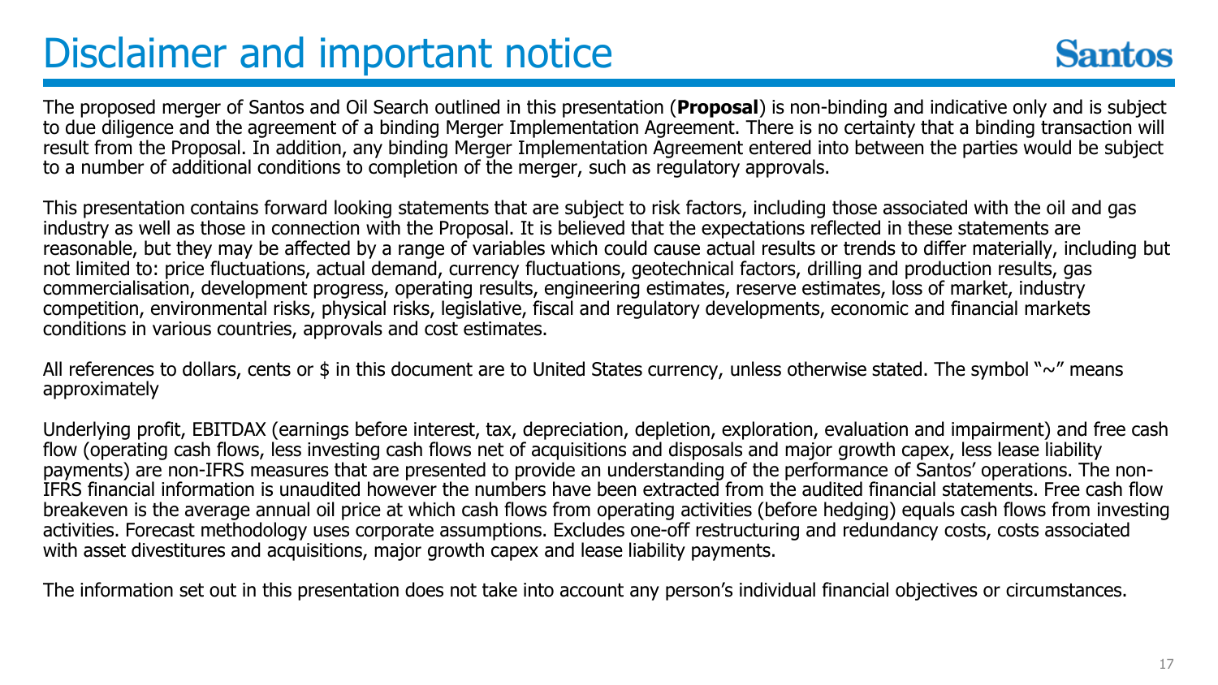# Disclaimer and important notice

The proposed merger of Santos and Oil Search outlined in this presentation (**Proposal**) is non-binding and indicative only and is subject to due diligence and the agreement of a binding Merger Implementation Agreement. There is no certainty that a binding transaction will result from the Proposal. In addition, any binding Merger Implementation Agreement entered into between the parties would be subject to a number of additional conditions to completion of the merger, such as regulatory approvals.

This presentation contains forward looking statements that are subject to risk factors, including those associated with the oil and gas industry as well as those in connection with the Proposal. It is believed that the expectations reflected in these statements are reasonable, but they may be affected by a range of variables which could cause actual results or trends to differ materially, including but not limited to: price fluctuations, actual demand, currency fluctuations, geotechnical factors, drilling and production results, gas commercialisation, development progress, operating results, engineering estimates, reserve estimates, loss of market, industry competition, environmental risks, physical risks, legislative, fiscal and regulatory developments, economic and financial markets conditions in various countries, approvals and cost estimates.

All references to dollars, cents or $ in this document are to United States currency, unless otherwise stated. The symbol "~" means approximately

Underlying profit, EBITDAX (earnings before interest, tax, depreciation, depletion, exploration, evaluation and impairment) and free cash flow (operating cash flows, less investing cash flows net of acquisitions and disposals and major growth capex, less lease liability payments) are non-IFRS measures that are presented to provide an understanding of the performance of Santos' operations. The non-IFRS financial information is unaudited however the numbers have been extracted from the audited financial statements. Free cash flow breakeven is the average annual oil price at which cash flows from operating activities (before hedging) equals cash flows from investing activities. Forecast methodology uses corporate assumptions. Excludes one-off restructuring and redundancy costs, costs associated with asset divestitures and acquisitions, major growth capex and lease liability payments.

The information set out in this presentation does not take into account any person's individual financial objectives or circumstances.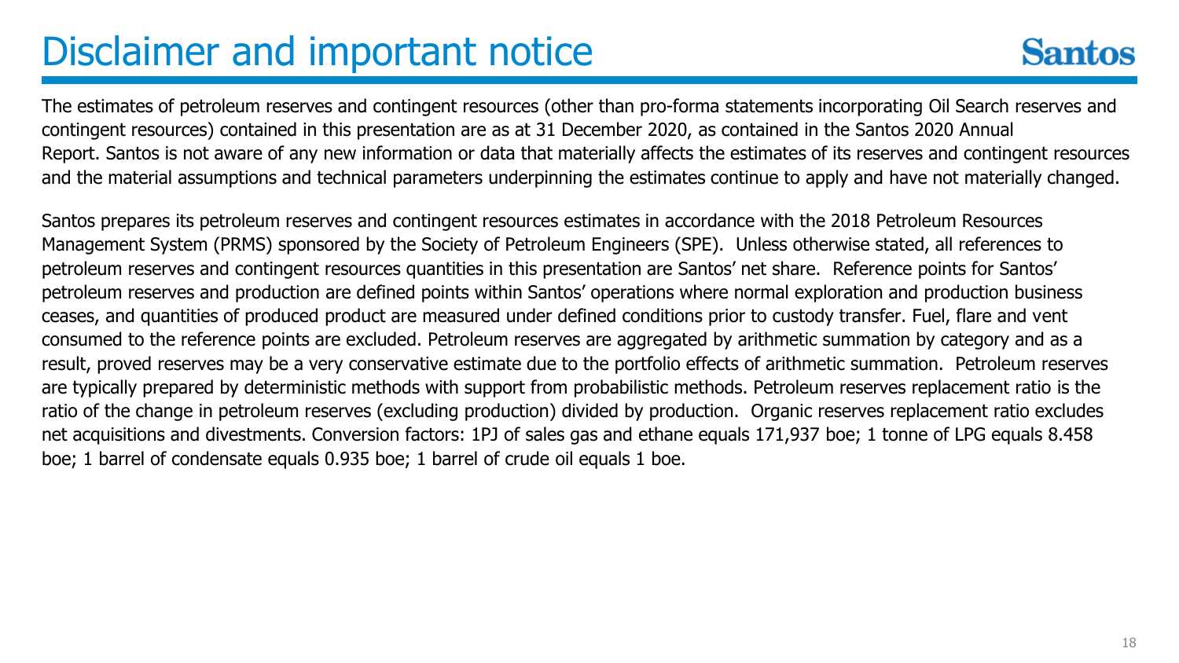# Disclaimer and important notice

The estimates of petroleum reserves and contingent resources (other than pro-forma statements incorporating Oil Search reserves and contingent resources) contained in this presentation are as at 31 December 2020, as contained in the Santos 2020 Annual Report. Santos is not aware of any new information or data that materially affects the estimates of its reserves and contingent resources and the material assumptions and technical parameters underpinning the estimates continue to apply and have not materially changed.

Santos prepares its petroleum reserves and contingent resources estimates in accordance with the 2018 Petroleum Resources Management System (PRMS) sponsored by the Society of Petroleum Engineers (SPE). Unless otherwise stated, all references to petroleum reserves and contingent resources quantities in this presentation are Santos' net share. Reference points for Santos' petroleum reserves and production are defined points within Santos' operations where normal exploration and production business ceases, and quantities of produced product are measured under defined conditions prior to custody transfer. Fuel, flare and vent consumed to the reference points are excluded. Petroleum reserves are aggregated by arithmetic summation by category and as a result, proved reserves may be a very conservative estimate due to the portfolio effects of arithmetic summation. Petroleum reserves are typically prepared by deterministic methods with support from probabilistic methods. Petroleum reserves replacement ratio is the ratio of the change in petroleum reserves (excluding production) divided by production. Organic reserves replacement ratio excludes net acquisitions and divestments. Conversion factors: 1PJ of sales gas and ethane equals 171,937 boe; 1 tonne of LPG equals 8.458 boe; 1 barrel of condensate equals 0.935 boe; 1 barrel of crude oil equals 1 boe.